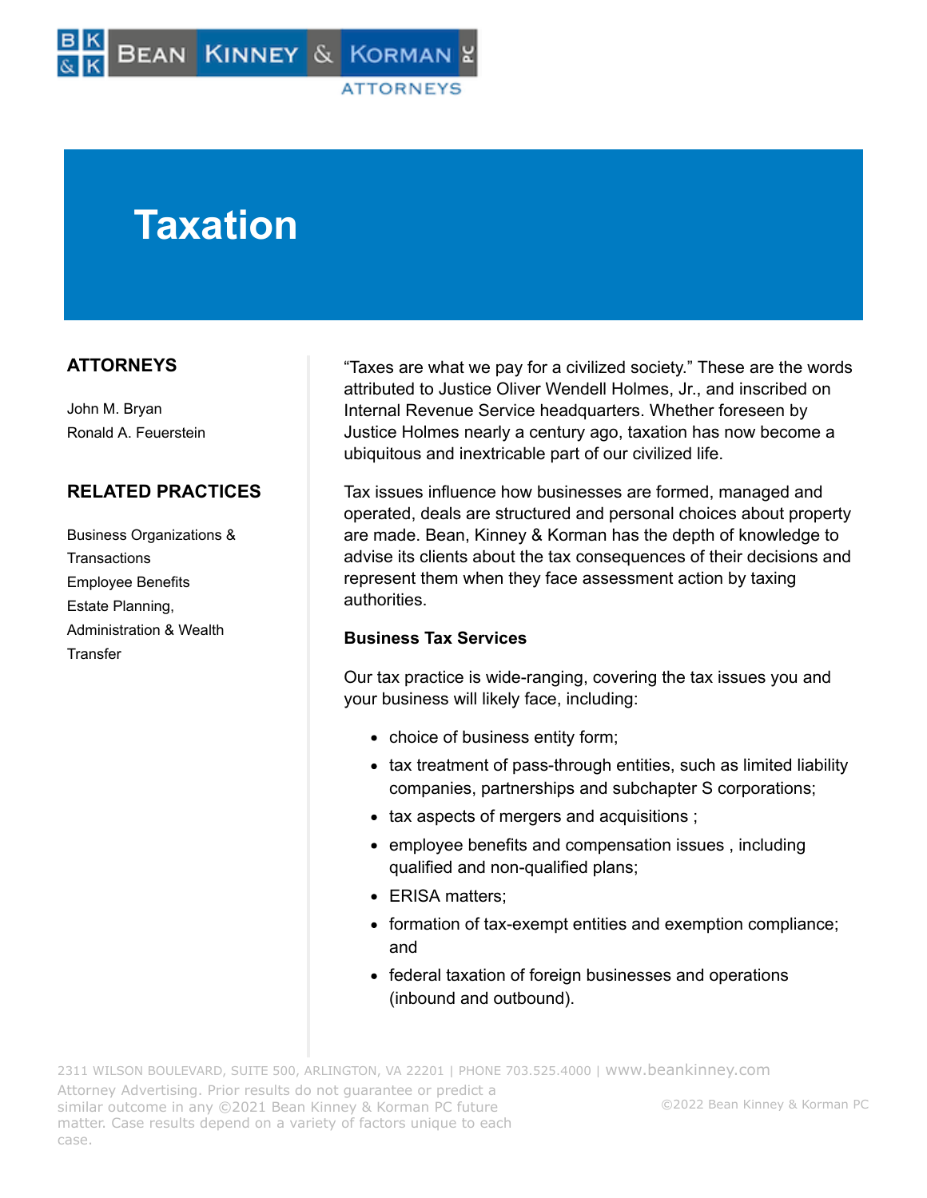# Taxation

## ATTORNEYS

John M. Bryan
Ronald A. Feuerstein

## RELATED PRACTICES

Business Organizations & Transactions
Employee Benefits
Estate Planning, Administration & Wealth Transfer

"Taxes are what we pay for a civilized society." These are the words attributed to Justice Oliver Wendell Holmes, Jr., and inscribed on Internal Revenue Service headquarters. Whether foreseen by Justice Holmes nearly a century ago, taxation has now become a ubiquitous and inextricable part of our civilized life.

Tax issues influence how businesses are formed, managed and operated, deals are structured and personal choices about property are made. Bean, Kinney & Korman has the depth of knowledge to advise its clients about the tax consequences of their decisions and represent them when they face assessment action by taxing authorities.

**Business Tax Services**

Our tax practice is wide-ranging, covering the tax issues you and your business will likely face, including:

- choice of business entity form;
- tax treatment of pass-through entities, such as limited liability companies, partnerships and subchapter S corporations;
- tax aspects of mergers and acquisitions ;
- employee benefits and compensation issues , including qualified and non-qualified plans;
- ERISA matters;
- formation of tax-exempt entities and exemption compliance; and
- federal taxation of foreign businesses and operations (inbound and outbound).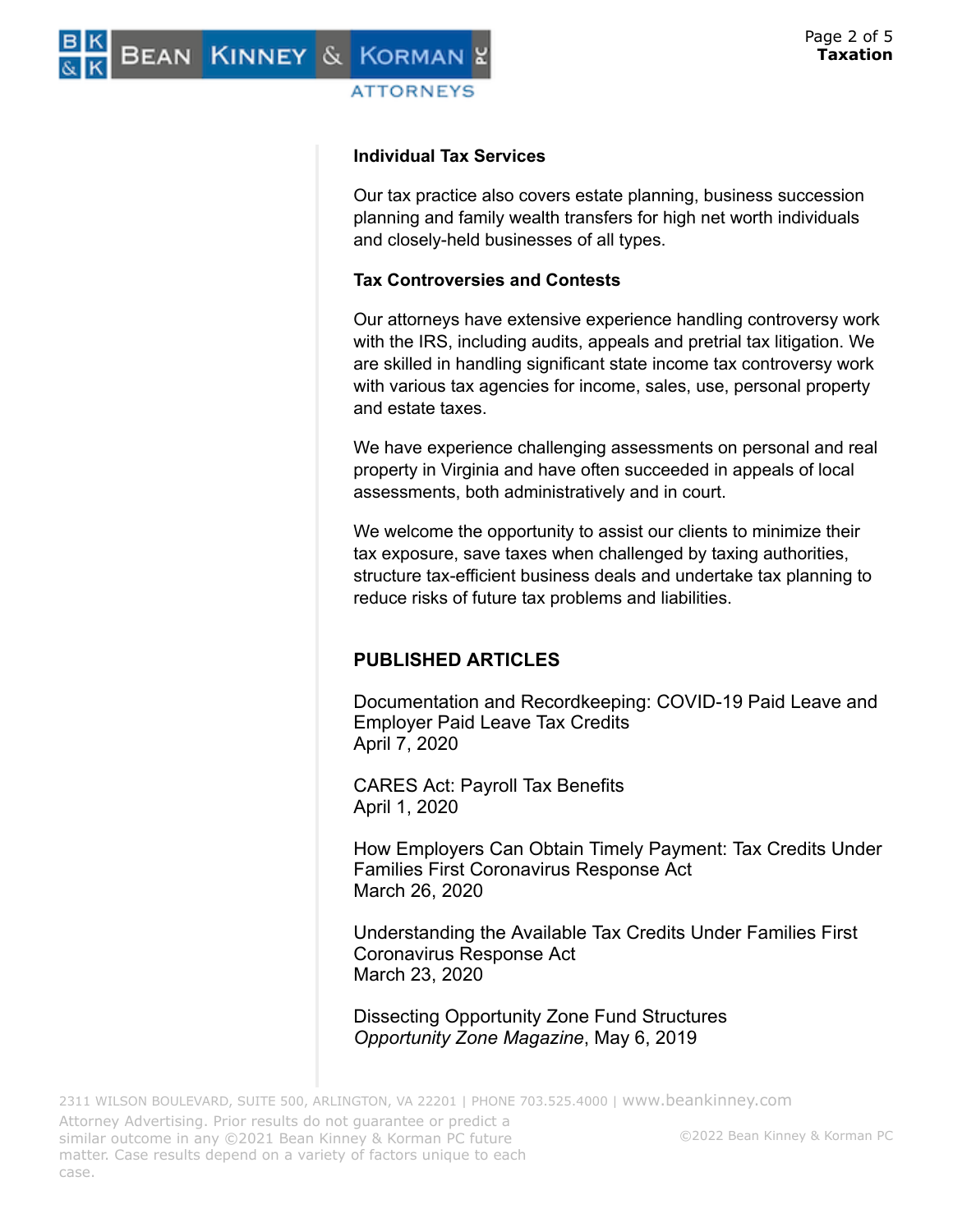### Individual Tax Services

Our tax practice also covers estate planning, business succession planning and family wealth transfers for high net worth individuals and closely-held businesses of all types.

### Tax Controversies and Contests

Our attorneys have extensive experience handling controversy work with the IRS, including audits, appeals and pretrial tax litigation. We are skilled in handling significant state income tax controversy work with various tax agencies for income, sales, use, personal property and estate taxes.

We have experience challenging assessments on personal and real property in Virginia and have often succeeded in appeals of local assessments, both administratively and in court.

We welcome the opportunity to assist our clients to minimize their tax exposure, save taxes when challenged by taxing authorities, structure tax-efficient business deals and undertake tax planning to reduce risks of future tax problems and liabilities.

## PUBLISHED ARTICLES

Documentation and Recordkeeping: COVID-19 Paid Leave and Employer Paid Leave Tax Credits
April 7, 2020

CARES Act: Payroll Tax Benefits
April 1, 2020

How Employers Can Obtain Timely Payment: Tax Credits Under Families First Coronavirus Response Act
March 26, 2020

Understanding the Available Tax Credits Under Families First Coronavirus Response Act
March 23, 2020

Dissecting Opportunity Zone Fund Structures
*Opportunity Zone Magazine*, May 6, 2019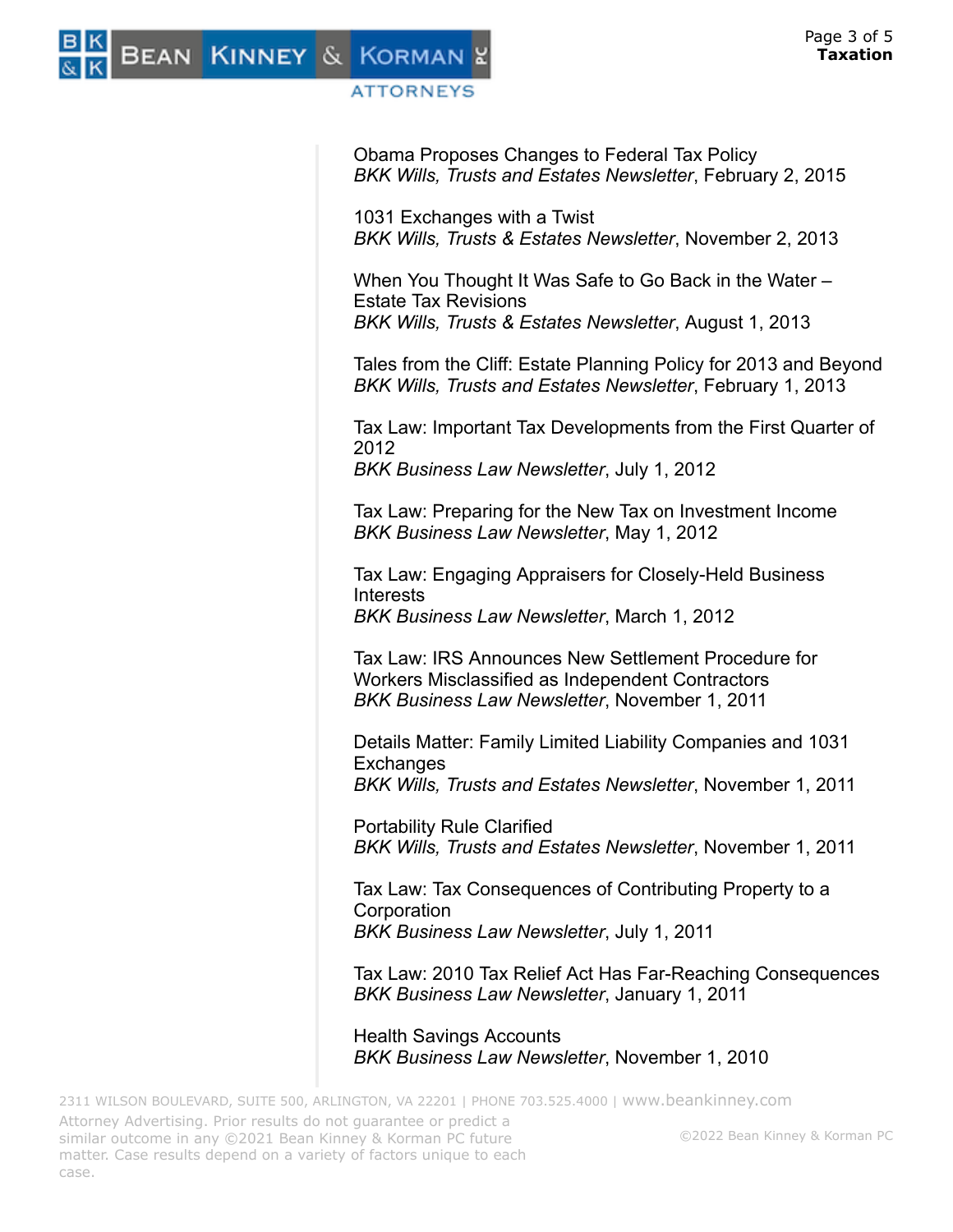Obama Proposes Changes to Federal Tax Policy
*BKK Wills, Trusts and Estates Newsletter*, February 2, 2015

1031 Exchanges with a Twist
*BKK Wills, Trusts & Estates Newsletter*, November 2, 2013

When You Thought It Was Safe to Go Back in the Water – Estate Tax Revisions
*BKK Wills, Trusts & Estates Newsletter*, August 1, 2013

Tales from the Cliff: Estate Planning Policy for 2013 and Beyond
*BKK Wills, Trusts and Estates Newsletter*, February 1, 2013

Tax Law: Important Tax Developments from the First Quarter of 2012
*BKK Business Law Newsletter*, July 1, 2012

Tax Law: Preparing for the New Tax on Investment Income
*BKK Business Law Newsletter*, May 1, 2012

Tax Law: Engaging Appraisers for Closely-Held Business Interests
*BKK Business Law Newsletter*, March 1, 2012

Tax Law: IRS Announces New Settlement Procedure for Workers Misclassified as Independent Contractors
*BKK Business Law Newsletter*, November 1, 2011

Details Matter: Family Limited Liability Companies and 1031 Exchanges
*BKK Wills, Trusts and Estates Newsletter*, November 1, 2011

Portability Rule Clarified
*BKK Wills, Trusts and Estates Newsletter*, November 1, 2011

Tax Law: Tax Consequences of Contributing Property to a Corporation
*BKK Business Law Newsletter*, July 1, 2011

Tax Law: 2010 Tax Relief Act Has Far-Reaching Consequences
*BKK Business Law Newsletter*, January 1, 2011

Health Savings Accounts
*BKK Business Law Newsletter*, November 1, 2010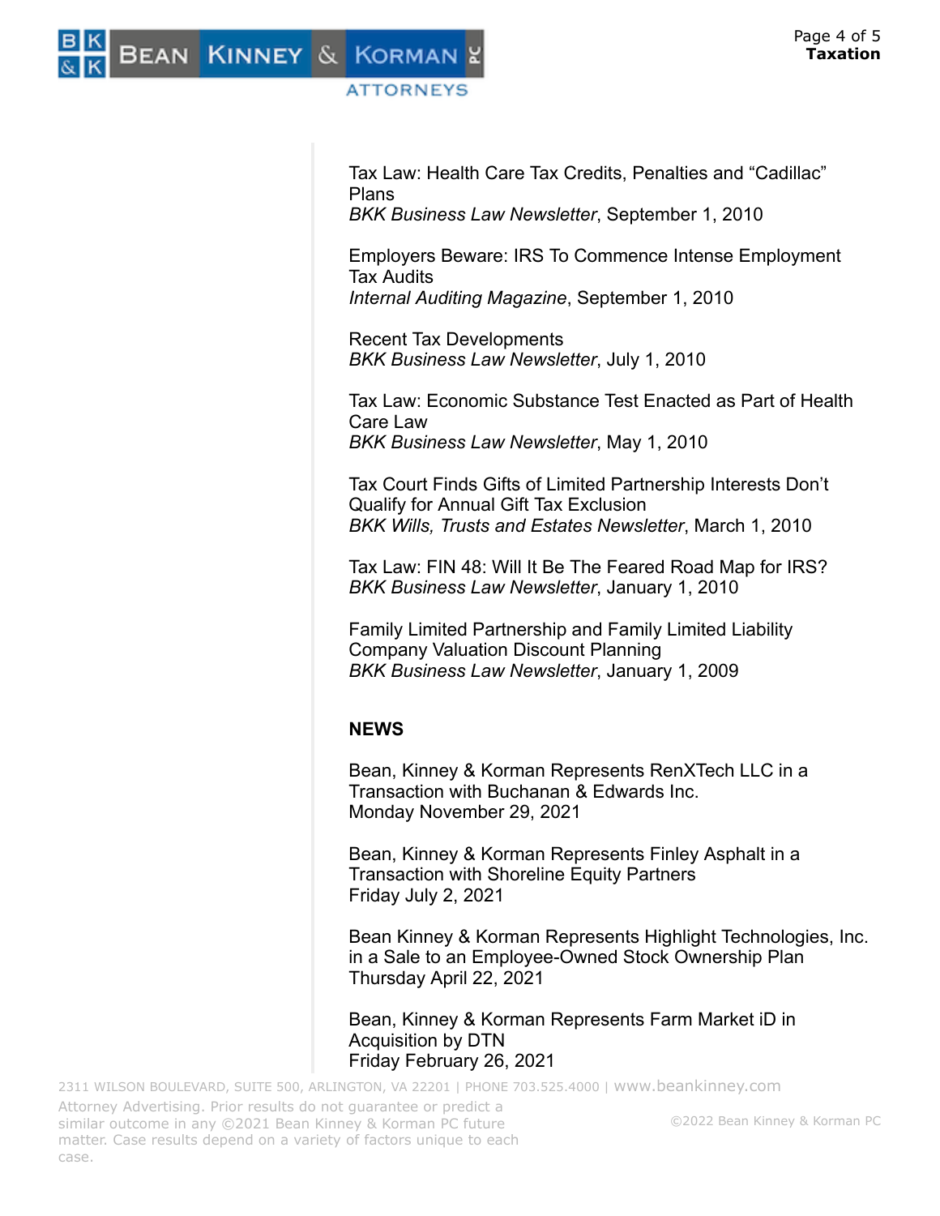Tax Law: Health Care Tax Credits, Penalties and “Cadillac” Plans
*BKK Business Law Newsletter*, September 1, 2010

Employers Beware: IRS To Commence Intense Employment Tax Audits
*Internal Auditing Magazine*, September 1, 2010

Recent Tax Developments
*BKK Business Law Newsletter*, July 1, 2010

Tax Law: Economic Substance Test Enacted as Part of Health Care Law
*BKK Business Law Newsletter*, May 1, 2010

Tax Court Finds Gifts of Limited Partnership Interests Don’t Qualify for Annual Gift Tax Exclusion
*BKK Wills, Trusts and Estates Newsletter*, March 1, 2010

Tax Law: FIN 48: Will It Be The Feared Road Map for IRS?
*BKK Business Law Newsletter*, January 1, 2010

Family Limited Partnership and Family Limited Liability Company Valuation Discount Planning
*BKK Business Law Newsletter*, January 1, 2009

**NEWS**

Bean, Kinney & Korman Represents RenXTech LLC in a Transaction with Buchanan & Edwards Inc.
Monday November 29, 2021

Bean, Kinney & Korman Represents Finley Asphalt in a Transaction with Shoreline Equity Partners
Friday July 2, 2021

Bean Kinney & Korman Represents Highlight Technologies, Inc. in a Sale to an Employee-Owned Stock Ownership Plan
Thursday April 22, 2021

Bean, Kinney & Korman Represents Farm Market iD in Acquisition by DTN
Friday February 26, 2021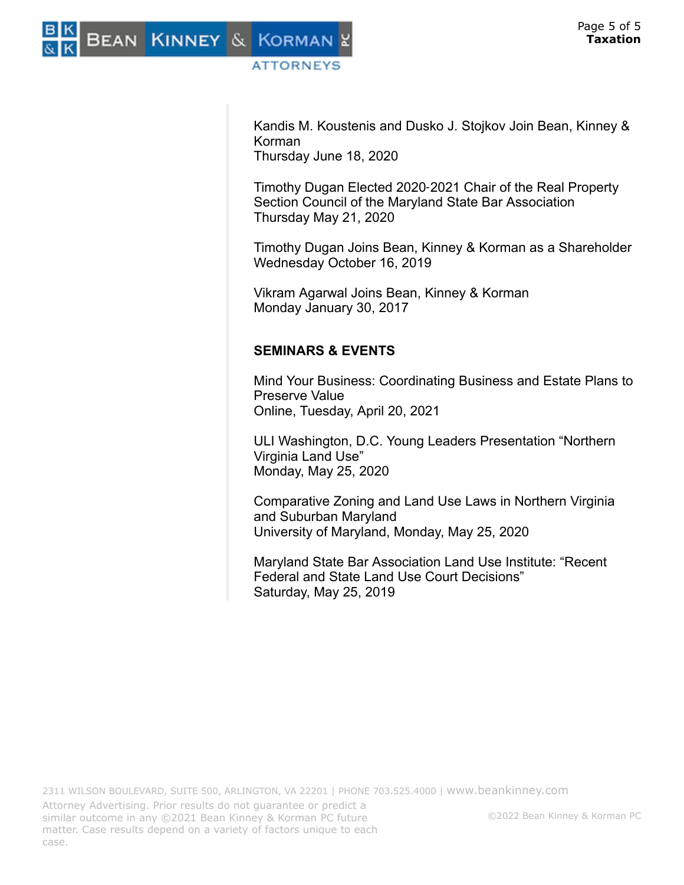Kandis M. Koustenis and Dusko J. Stojkov Join Bean, Kinney & Korman
Thursday June 18, 2020

Timothy Dugan Elected 2020-2021 Chair of the Real Property Section Council of the Maryland State Bar Association
Thursday May 21, 2020

Timothy Dugan Joins Bean, Kinney & Korman as a Shareholder
Wednesday October 16, 2019

Vikram Agarwal Joins Bean, Kinney & Korman
Monday January 30, 2017

**SEMINARS & EVENTS**

Mind Your Business: Coordinating Business and Estate Plans to Preserve Value
Online, Tuesday, April 20, 2021

ULI Washington, D.C. Young Leaders Presentation "Northern Virginia Land Use"
Monday, May 25, 2020

Comparative Zoning and Land Use Laws in Northern Virginia and Suburban Maryland
University of Maryland, Monday, May 25, 2020

Maryland State Bar Association Land Use Institute: "Recent Federal and State Land Use Court Decisions"
Saturday, May 25, 2019